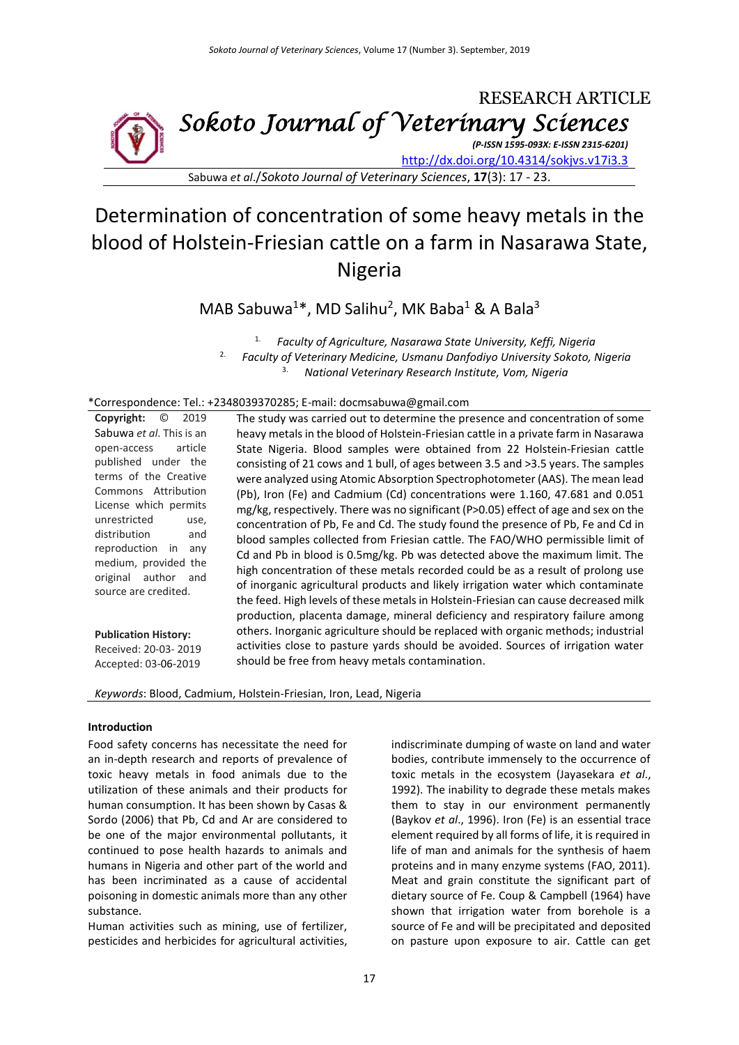RESEARCH ARTICLE

Sokoto Journal of Veterinary Sciences

*(P-ISSN 1595-093X: E-ISSN 2315-6201)*

http://dx.doi.org/10.4314/sokjvs.v17i3.3

Sabuwa *et al*./*Sokoto Journal of Veterinary Sciences*, **17**(3): 17 - 23.

# Determination of concentration of some heavy metals in the blood of Holstein-Friesian cattle on a farm in Nasarawa State, Nigeria

MAB Sabuwa[1]*, MD Salihu[2], MK Baba[1] & A Bala[3]

1. *Faculty of Agriculture, Nasarawa State University, Keffi, Nigeria*
2. *Faculty of Veterinary Medicine, Usmanu Danfodiyo University Sokoto, Nigeria*
3. *National Veterinary Research Institute, Vom, Nigeria*

*Correspondence: Tel.: +2348039370285; E-mail: docmsabuwa@gmail.com

**Copyright:** © 2019 Sabuwa *et al*. This is an open-access article published under the terms of the Creative Commons Attribution License which permits unrestricted use, distribution and reproduction in any medium, provided the original author and source are credited.

**Publication History:**
Received: 20-03- 2019
Accepted: 03-06-2019

The study was carried out to determine the presence and concentration of some heavy metals in the blood of Holstein-Friesian cattle in a private farm in Nasarawa State Nigeria. Blood samples were obtained from 22 Holstein-Friesian cattle consisting of 21 cows and 1 bull, of ages between 3.5 and >3.5 years. The samples were analyzed using Atomic Absorption Spectrophotometer (AAS). The mean lead (Pb), Iron (Fe) and Cadmium (Cd) concentrations were 1.160, 47.681 and 0.051 mg/kg, respectively. There was no significant (P>0.05) effect of age and sex on the concentration of Pb, Fe and Cd. The study found the presence of Pb, Fe and Cd in blood samples collected from Friesian cattle. The FAO/WHO permissible limit of Cd and Pb in blood is 0.5mg/kg. Pb was detected above the maximum limit. The high concentration of these metals recorded could be as a result of prolong use of inorganic agricultural products and likely irrigation water which contaminate the feed. High levels of these metals in Holstein-Friesian can cause decreased milk production, placenta damage, mineral deficiency and respiratory failure among others. Inorganic agriculture should be replaced with organic methods; industrial activities close to pasture yards should be avoided. Sources of irrigation water should be free from heavy metals contamination.

*Keywords*: Blood, Cadmium, Holstein-Friesian, Iron, Lead, Nigeria

## Introduction

Food safety concerns has necessitate the need for an in-depth research and reports of prevalence of toxic heavy metals in food animals due to the utilization of these animals and their products for human consumption. It has been shown by Casas & Sordo (2006) that Pb, Cd and Ar are considered to be one of the major environmental pollutants, it continued to pose health hazards to animals and humans in Nigeria and other part of the world and has been incriminated as a cause of accidental poisoning in domestic animals more than any other substance.

Human activities such as mining, use of fertilizer, pesticides and herbicides for agricultural activities, indiscriminate dumping of waste on land and water bodies, contribute immensely to the occurrence of toxic metals in the ecosystem (Jayasekara *et al*., 1992). The inability to degrade these metals makes them to stay in our environment permanently (Baykov *et al*., 1996). Iron (Fe) is an essential trace element required by all forms of life, it is required in life of man and animals for the synthesis of haem proteins and in many enzyme systems (FAO, 2011). Meat and grain constitute the significant part of dietary source of Fe. Coup & Campbell (1964) have shown that irrigation water from borehole is a source of Fe and will be precipitated and deposited on pasture upon exposure to air. Cattle can get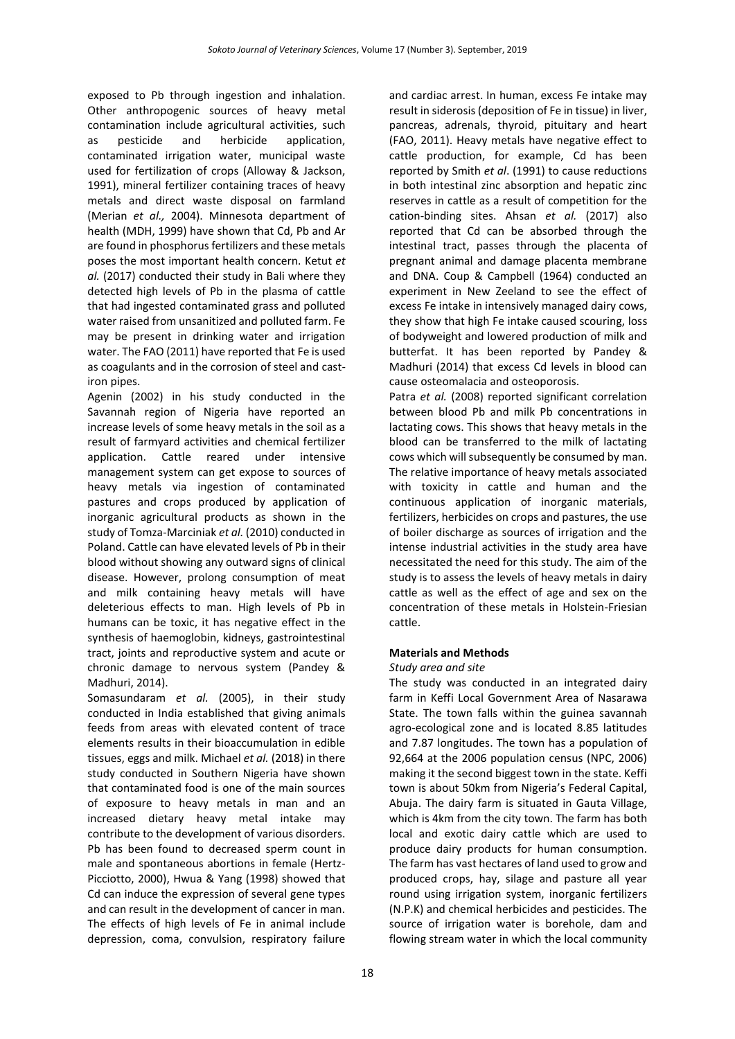exposed to Pb through ingestion and inhalation. Other anthropogenic sources of heavy metal contamination include agricultural activities, such as pesticide and herbicide application, contaminated irrigation water, municipal waste used for fertilization of crops (Alloway & Jackson, 1991), mineral fertilizer containing traces of heavy metals and direct waste disposal on farmland (Merian *et al.,* 2004). Minnesota department of health (MDH, 1999) have shown that Cd, Pb and Ar are found in phosphorus fertilizers and these metals poses the most important health concern. Ketut *et al.* (2017) conducted their study in Bali where they detected high levels of Pb in the plasma of cattle that had ingested contaminated grass and polluted water raised from unsanitized and polluted farm. Fe may be present in drinking water and irrigation water. The FAO (2011) have reported that Fe is used as coagulants and in the corrosion of steel and cast-iron pipes.

Agenin (2002) in his study conducted in the Savannah region of Nigeria have reported an increase levels of some heavy metals in the soil as a result of farmyard activities and chemical fertilizer application. Cattle reared under intensive management system can get expose to sources of heavy metals via ingestion of contaminated pastures and crops produced by application of inorganic agricultural products as shown in the study of Tomza-Marciniak *et al.* (2010) conducted in Poland. Cattle can have elevated levels of Pb in their blood without showing any outward signs of clinical disease. However, prolong consumption of meat and milk containing heavy metals will have deleterious effects to man. High levels of Pb in humans can be toxic, it has negative effect in the synthesis of haemoglobin, kidneys, gastrointestinal tract, joints and reproductive system and acute or chronic damage to nervous system (Pandey & Madhuri, 2014).

Somasundaram *et al.* (2005), in their study conducted in India established that giving animals feeds from areas with elevated content of trace elements results in their bioaccumulation in edible tissues, eggs and milk. Michael *et al.* (2018) in there study conducted in Southern Nigeria have shown that contaminated food is one of the main sources of exposure to heavy metals in man and an increased dietary heavy metal intake may contribute to the development of various disorders. Pb has been found to decreased sperm count in male and spontaneous abortions in female (Hertz-Picciotto, 2000), Hwua & Yang (1998) showed that Cd can induce the expression of several gene types and can result in the development of cancer in man. The effects of high levels of Fe in animal include depression, coma, convulsion, respiratory failure and cardiac arrest. In human, excess Fe intake may result in siderosis (deposition of Fe in tissue) in liver, pancreas, adrenals, thyroid, pituitary and heart (FAO, 2011). Heavy metals have negative effect to cattle production, for example, Cd has been reported by Smith *et al*. (1991) to cause reductions in both intestinal zinc absorption and hepatic zinc reserves in cattle as a result of competition for the cation-binding sites. Ahsan *et al.* (2017) also reported that Cd can be absorbed through the intestinal tract, passes through the placenta of pregnant animal and damage placenta membrane and DNA. Coup & Campbell (1964) conducted an experiment in New Zeeland to see the effect of excess Fe intake in intensively managed dairy cows, they show that high Fe intake caused scouring, loss of bodyweight and lowered production of milk and butterfat. It has been reported by Pandey & Madhuri (2014) that excess Cd levels in blood can cause osteomalacia and osteoporosis.

Patra *et al.* (2008) reported significant correlation between blood Pb and milk Pb concentrations in lactating cows. This shows that heavy metals in the blood can be transferred to the milk of lactating cows which will subsequently be consumed by man. The relative importance of heavy metals associated with toxicity in cattle and human and the continuous application of inorganic materials, fertilizers, herbicides on crops and pastures, the use of boiler discharge as sources of irrigation and the intense industrial activities in the study area have necessitated the need for this study. The aim of the study is to assess the levels of heavy metals in dairy cattle as well as the effect of age and sex on the concentration of these metals in Holstein-Friesian cattle.

## Materials and Methods

### *Study area and site*

The study was conducted in an integrated dairy farm in Keffi Local Government Area of Nasarawa State. The town falls within the guinea savannah agro-ecological zone and is located 8.85 latitudes and 7.87 longitudes. The town has a population of 92,664 at the 2006 population census (NPC, 2006) making it the second biggest town in the state. Keffi town is about 50km from Nigeria's Federal Capital, Abuja. The dairy farm is situated in Gauta Village, which is 4km from the city town. The farm has both local and exotic dairy cattle which are used to produce dairy products for human consumption. The farm has vast hectares of land used to grow and produced crops, hay, silage and pasture all year round using irrigation system, inorganic fertilizers (N.P.K) and chemical herbicides and pesticides. The source of irrigation water is borehole, dam and flowing stream water in which the local community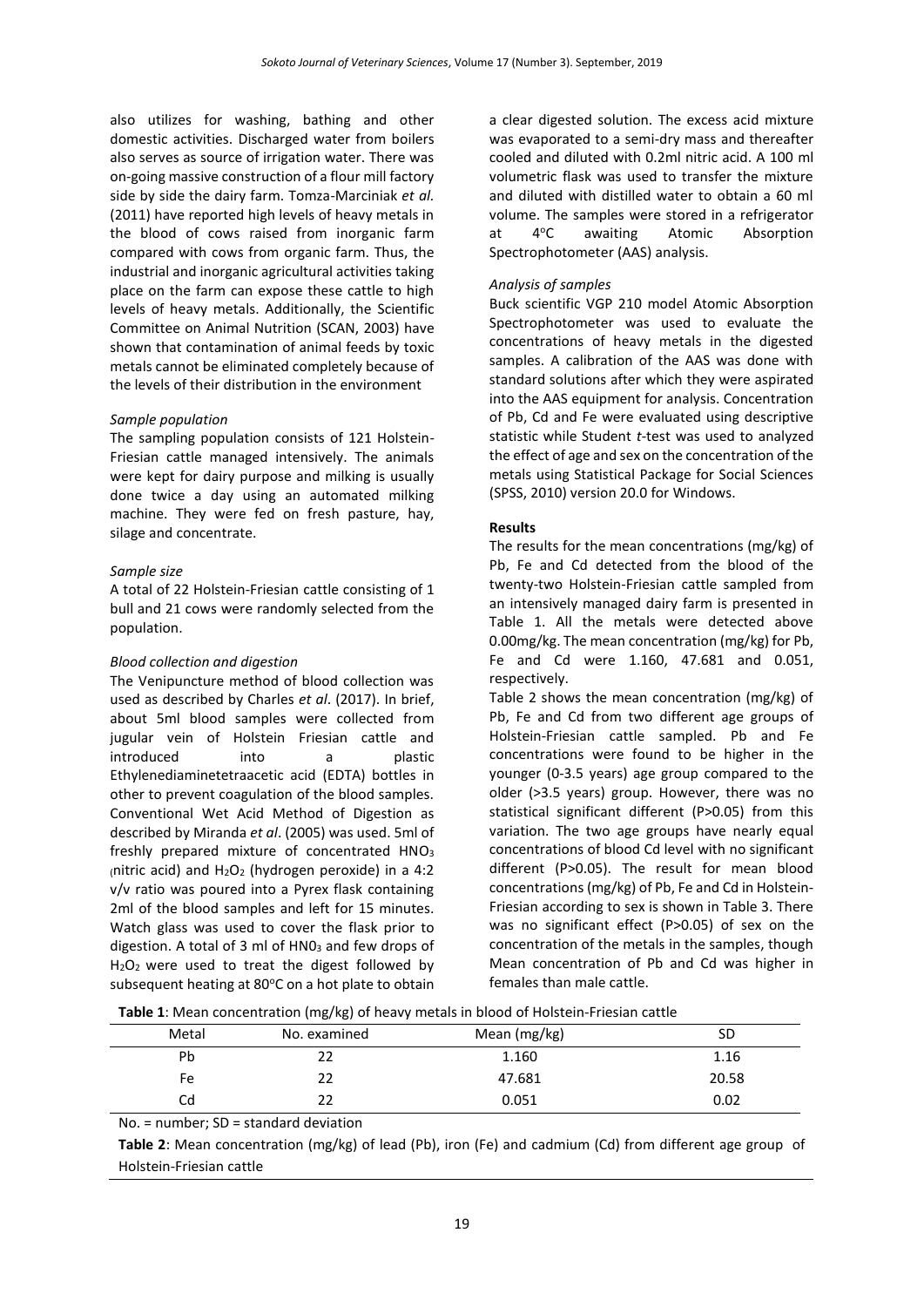also utilizes for washing, bathing and other domestic activities. Discharged water from boilers also serves as source of irrigation water. There was on-going massive construction of a flour mill factory side by side the dairy farm. Tomza-Marciniak *et al.* (2011) have reported high levels of heavy metals in the blood of cows raised from inorganic farm compared with cows from organic farm. Thus, the industrial and inorganic agricultural activities taking place on the farm can expose these cattle to high levels of heavy metals. Additionally, the Scientific Committee on Animal Nutrition (SCAN, 2003) have shown that contamination of animal feeds by toxic metals cannot be eliminated completely because of the levels of their distribution in the environment

*Sample population*

The sampling population consists of 121 Holstein-Friesian cattle managed intensively. The animals were kept for dairy purpose and milking is usually done twice a day using an automated milking machine. They were fed on fresh pasture, hay, silage and concentrate.

*Sample size*

A total of 22 Holstein-Friesian cattle consisting of 1 bull and 21 cows were randomly selected from the population.

*Blood collection and digestion*

The Venipuncture method of blood collection was used as described by Charles *et al*. (2017). In brief, about 5ml blood samples were collected from jugular vein of Holstein Friesian cattle and introduced into a plastic Ethylenediaminetetraacetic acid (EDTA) bottles in other to prevent coagulation of the blood samples. Conventional Wet Acid Method of Digestion as described by Miranda *et al*. (2005) was used. 5ml of freshly prepared mixture of concentrated $HNO_3$ (nitric acid) and $H_2O_2$ (hydrogen peroxide) in a 4:2 v/v ratio was poured into a Pyrex flask containing 2ml of the blood samples and left for 15 minutes. Watch glass was used to cover the flask prior to digestion. A total of 3 ml of $HN0_3$ and few drops of $H_2O_2$ were used to treat the digest followed by subsequent heating at 80°C on a hot plate to obtain a clear digested solution. The excess acid mixture was evaporated to a semi-dry mass and thereafter cooled and diluted with 0.2ml nitric acid. A 100 ml volumetric flask was used to transfer the mixture and diluted with distilled water to obtain a 60 ml volume. The samples were stored in a refrigerator at 4°C awaiting Atomic Absorption Spectrophotometer (AAS) analysis.

*Analysis of samples*

Buck scientific VGP 210 model Atomic Absorption Spectrophotometer was used to evaluate the concentrations of heavy metals in the digested samples. A calibration of the AAS was done with standard solutions after which they were aspirated into the AAS equipment for analysis. Concentration of Pb, Cd and Fe were evaluated using descriptive statistic while Student *t*-test was used to analyzed the effect of age and sex on the concentration of the metals using Statistical Package for Social Sciences (SPSS, 2010) version 20.0 for Windows.

**Results**

The results for the mean concentrations (mg/kg) of Pb, Fe and Cd detected from the blood of the twenty-two Holstein-Friesian cattle sampled from an intensively managed dairy farm is presented in Table 1. All the metals were detected above 0.00mg/kg. The mean concentration (mg/kg) for Pb, Fe and Cd were 1.160, 47.681 and 0.051, respectively.

Table 2 shows the mean concentration (mg/kg) of Pb, Fe and Cd from two different age groups of Holstein-Friesian cattle sampled. Pb and Fe concentrations were found to be higher in the younger (0-3.5 years) age group compared to the older (>3.5 years) group. However, there was no statistical significant different (P>0.05) from this variation. The two age groups have nearly equal concentrations of blood Cd level with no significant different (P>0.05). The result for mean blood concentrations (mg/kg) of Pb, Fe and Cd in Holstein-Friesian cattle according to sex is shown in Table 3. There was no significant effect (P>0.05) of sex on the concentration of the metals in the samples, though Mean concentration of Pb and Cd was higher in females than male cattle.

**Table 1**: Mean concentration (mg/kg) of heavy metals in blood of Holstein-Friesian cattle

| Metal | No. examined | Mean (mg/kg) | SD |
|---|---|---|---|
| Pb | 22 | 1.160 | 1.16 |
| Fe | 22 | 47.681 | 20.58 |
| Cd | 22 | 0.051 | 0.02 |

No. = number; SD = standard deviation

**Table 2**: Mean concentration (mg/kg) of lead (Pb), iron (Fe) and cadmium (Cd) from different age group of Holstein-Friesian cattle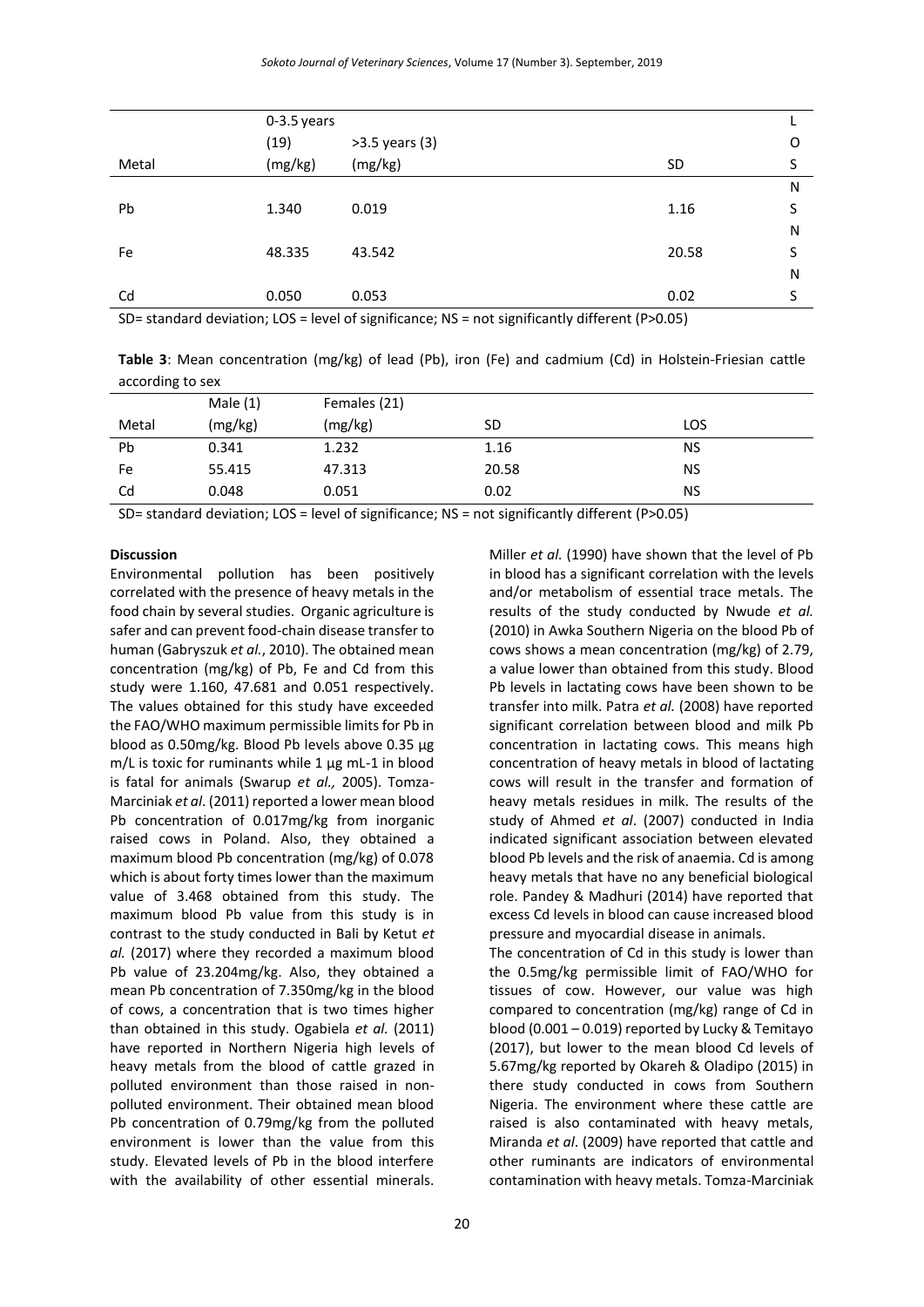| Metal | 0-3.5 years (19) (mg/kg) | >3.5 years (3) (mg/kg) | SD | LOS |
|---|---|---|---|---|
| Pb | 1.340 | 0.019 | 1.16 | NS |
| Fe | 48.335 | 43.542 | 20.58 | NS |
| Cd | 0.050 | 0.053 | 0.02 | NS |

SD= standard deviation; LOS = level of significance; NS = not significantly different (P>0.05)

**Table 3**: Mean concentration (mg/kg) of lead (Pb), iron (Fe) and cadmium (Cd) in Holstein-Friesian cattle according to sex

| Metal | Male (1) (mg/kg) | Females (21) (mg/kg) | SD | LOS |
|---|---|---|---|---|
| Pb | 0.341 | 1.232 | 1.16 | NS |
| Fe | 55.415 | 47.313 | 20.58 | NS |
| Cd | 0.048 | 0.051 | 0.02 | NS |

SD= standard deviation; LOS = level of significance; NS = not significantly different (P>0.05)

## Discussion

Environmental pollution has been positively correlated with the presence of heavy metals in the food chain by several studies. Organic agriculture is safer and can prevent food-chain disease transfer to human (Gabryszuk *et al.*, 2010). The obtained mean concentration (mg/kg) of Pb, Fe and Cd from this study were 1.160, 47.681 and 0.051 respectively. The values obtained for this study have exceeded the FAO/WHO maximum permissible limits for Pb in blood as 0.50mg/kg. Blood Pb levels above 0.35 µg m/L is toxic for ruminants while 1 µg mL-1 in blood is fatal for animals (Swarup *et al.,* 2005). Tomza-Marciniak *et al*. (2011) reported a lower mean blood Pb concentration of 0.017mg/kg from inorganic raised cows in Poland. Also, they obtained a maximum blood Pb concentration (mg/kg) of 0.078 which is about forty times lower than the maximum value of 3.468 obtained from this study. The maximum blood Pb value from this study is in contrast to the study conducted in Bali by Ketut *et al.* (2017) where they recorded a maximum blood Pb value of 23.204mg/kg. Also, they obtained a mean Pb concentration of 7.350mg/kg in the blood of cows, a concentration that is two times higher than obtained in this study. Ogabiela *et al.* (2011) have reported in Northern Nigeria high levels of heavy metals from the blood of cattle grazed in polluted environment than those raised in non-polluted environment. Their obtained mean blood Pb concentration of 0.79mg/kg from the polluted environment is lower than the value from this study. Elevated levels of Pb in the blood interfere with the availability of other essential minerals. Miller *et al.* (1990) have shown that the level of Pb in blood has a significant correlation with the levels and/or metabolism of essential trace metals. The results of the study conducted by Nwude *et al.* (2010) in Awka Southern Nigeria on the blood Pb of cows shows a mean concentration (mg/kg) of 2.79, a value lower than obtained from this study. Blood Pb levels in lactating cows have been shown to be transfer into milk. Patra *et al.* (2008) have reported significant correlation between blood and milk Pb concentration in lactating cows. This means high concentration of heavy metals in blood of lactating cows will result in the transfer and formation of heavy metals residues in milk. The results of the study of Ahmed *et al*. (2007) conducted in India indicated significant association between elevated blood Pb levels and the risk of anaemia. Cd is among heavy metals that have no any beneficial biological role. Pandey & Madhuri (2014) have reported that excess Cd levels in blood can cause increased blood pressure and myocardial disease in animals.

The concentration of Cd in this study is lower than the 0.5mg/kg permissible limit of FAO/WHO for tissues of cow. However, our value was high compared to concentration (mg/kg) range of Cd in blood (0.001 – 0.019) reported by Lucky & Temitayo (2017), but lower to the mean blood Cd levels of 5.67mg/kg reported by Okareh & Oladipo (2015) in there study conducted in cows from Southern Nigeria. The environment where these cattle are raised is also contaminated with heavy metals, Miranda *et al*. (2009) have reported that cattle and other ruminants are indicators of environmental contamination with heavy metals. Tomza-Marciniak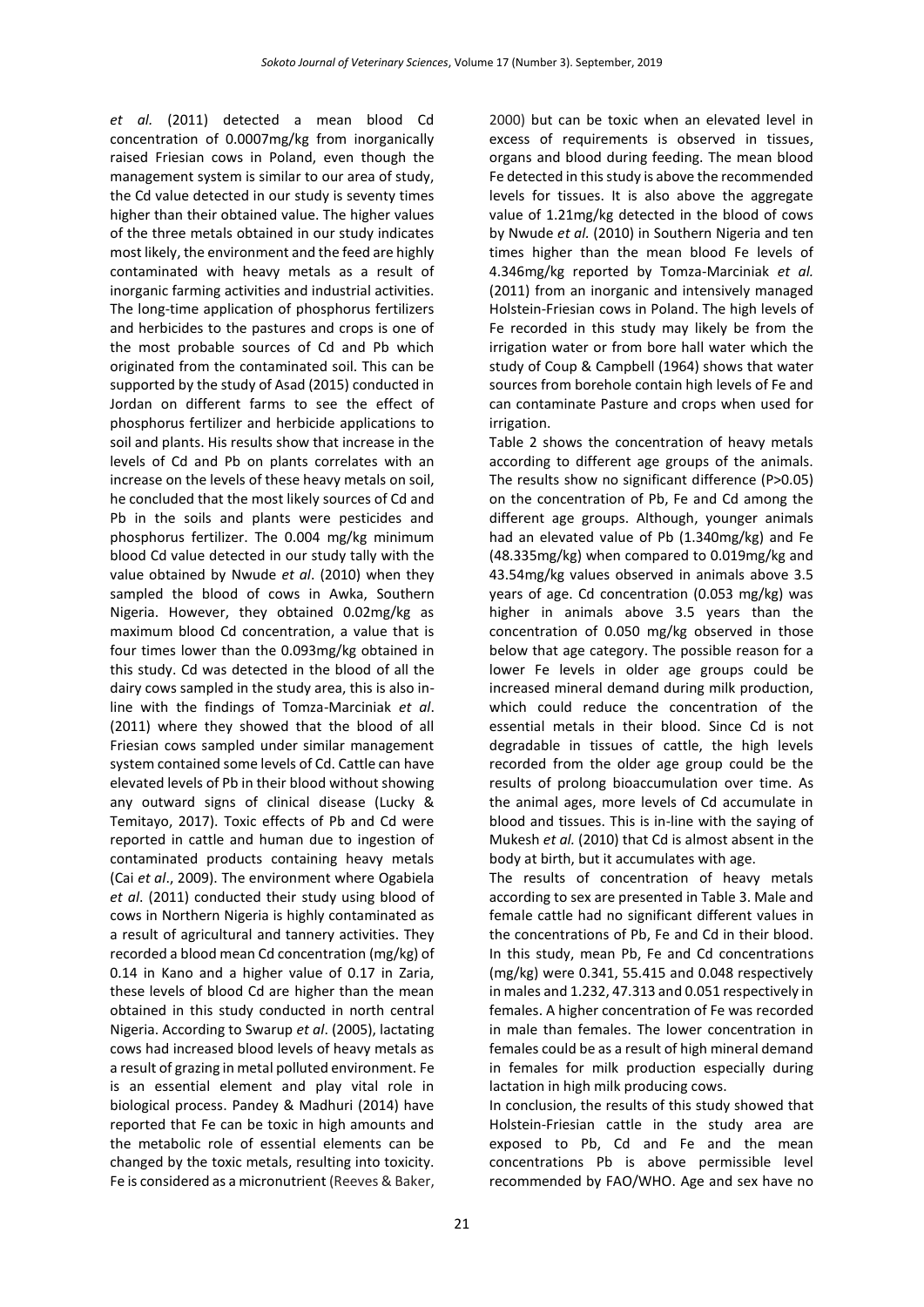*et al.* (2011) detected a mean blood Cd concentration of 0.0007mg/kg from inorganically raised Friesian cows in Poland, even though the management system is similar to our area of study, the Cd value detected in our study is seventy times higher than their obtained value. The higher values of the three metals obtained in our study indicates most likely, the environment and the feed are highly contaminated with heavy metals as a result of inorganic farming activities and industrial activities. The long-time application of phosphorus fertilizers and herbicides to the pastures and crops is one of the most probable sources of Cd and Pb which originated from the contaminated soil. This can be supported by the study of Asad (2015) conducted in Jordan on different farms to see the effect of phosphorus fertilizer and herbicide applications to soil and plants. His results show that increase in the levels of Cd and Pb on plants correlates with an increase on the levels of these heavy metals on soil, he concluded that the most likely sources of Cd and Pb in the soils and plants were pesticides and phosphorus fertilizer. The 0.004 mg/kg minimum blood Cd value detected in our study tally with the value obtained by Nwude *et al*. (2010) when they sampled the blood of cows in Awka, Southern Nigeria. However, they obtained 0.02mg/kg as maximum blood Cd concentration, a value that is four times lower than the 0.093mg/kg obtained in this study. Cd was detected in the blood of all the dairy cows sampled in the study area, this is also in-line with the findings of Tomza-Marciniak *et al*. (2011) where they showed that the blood of all Friesian cows sampled under similar management system contained some levels of Cd. Cattle can have elevated levels of Pb in their blood without showing any outward signs of clinical disease (Lucky & Temitayo, 2017). Toxic effects of Pb and Cd were reported in cattle and human due to ingestion of contaminated products containing heavy metals (Cai *et al*., 2009). The environment where Ogabiela *et al*. (2011) conducted their study using blood of cows in Northern Nigeria is highly contaminated as a result of agricultural and tannery activities. They recorded a blood mean Cd concentration (mg/kg) of 0.14 in Kano and a higher value of 0.17 in Zaria, these levels of blood Cd are higher than the mean obtained in this study conducted in north central Nigeria. According to Swarup *et al*. (2005), lactating cows had increased blood levels of heavy metals as a result of grazing in metal polluted environment. Fe is an essential element and play vital role in biological process. Pandey & Madhuri (2014) have reported that Fe can be toxic in high amounts and the metabolic role of essential elements can be changed by the toxic metals, resulting into toxicity. Fe is considered as a micronutrient (Reeves & Baker, 2000) but can be toxic when an elevated level in excess of requirements is observed in tissues, organs and blood during feeding. The mean blood Fe detected in this study is above the recommended levels for tissues. It is also above the aggregate value of 1.21mg/kg detected in the blood of cows by Nwude *et al.* (2010) in Southern Nigeria and ten times higher than the mean blood Fe levels of 4.346mg/kg reported by Tomza-Marciniak *et al.* (2011) from an inorganic and intensively managed Holstein-Friesian cows in Poland. The high levels of Fe recorded in this study may likely be from the irrigation water or from bore hall water which the study of Coup & Campbell (1964) shows that water sources from borehole contain high levels of Fe and can contaminate Pasture and crops when used for irrigation.

Table 2 shows the concentration of heavy metals according to different age groups of the animals. The results show no significant difference (P>0.05) on the concentration of Pb, Fe and Cd among the different age groups. Although, younger animals had an elevated value of Pb (1.340mg/kg) and Fe (48.335mg/kg) when compared to 0.019mg/kg and 43.54mg/kg values observed in animals above 3.5 years of age. Cd concentration (0.053 mg/kg) was higher in animals above 3.5 years than the concentration of 0.050 mg/kg observed in those below that age category. The possible reason for a lower Fe levels in older age groups could be increased mineral demand during milk production, which could reduce the concentration of the essential metals in their blood. Since Cd is not degradable in tissues of cattle, the high levels recorded from the older age group could be the results of prolong bioaccumulation over time. As the animal ages, more levels of Cd accumulate in blood and tissues. This is in-line with the saying of Mukesh *et al.* (2010) that Cd is almost absent in the body at birth, but it accumulates with age.

The results of concentration of heavy metals according to sex are presented in Table 3. Male and female cattle had no significant different values in the concentrations of Pb, Fe and Cd in their blood. In this study, mean Pb, Fe and Cd concentrations (mg/kg) were 0.341, 55.415 and 0.048 respectively in males and 1.232, 47.313 and 0.051 respectively in females. A higher concentration of Fe was recorded in male than females. The lower concentration in females could be as a result of high mineral demand in females for milk production especially during lactation in high milk producing cows.

In conclusion, the results of this study showed that Holstein-Friesian cattle in the study area are exposed to Pb, Cd and Fe and the mean concentrations Pb is above permissible level recommended by FAO/WHO. Age and sex have no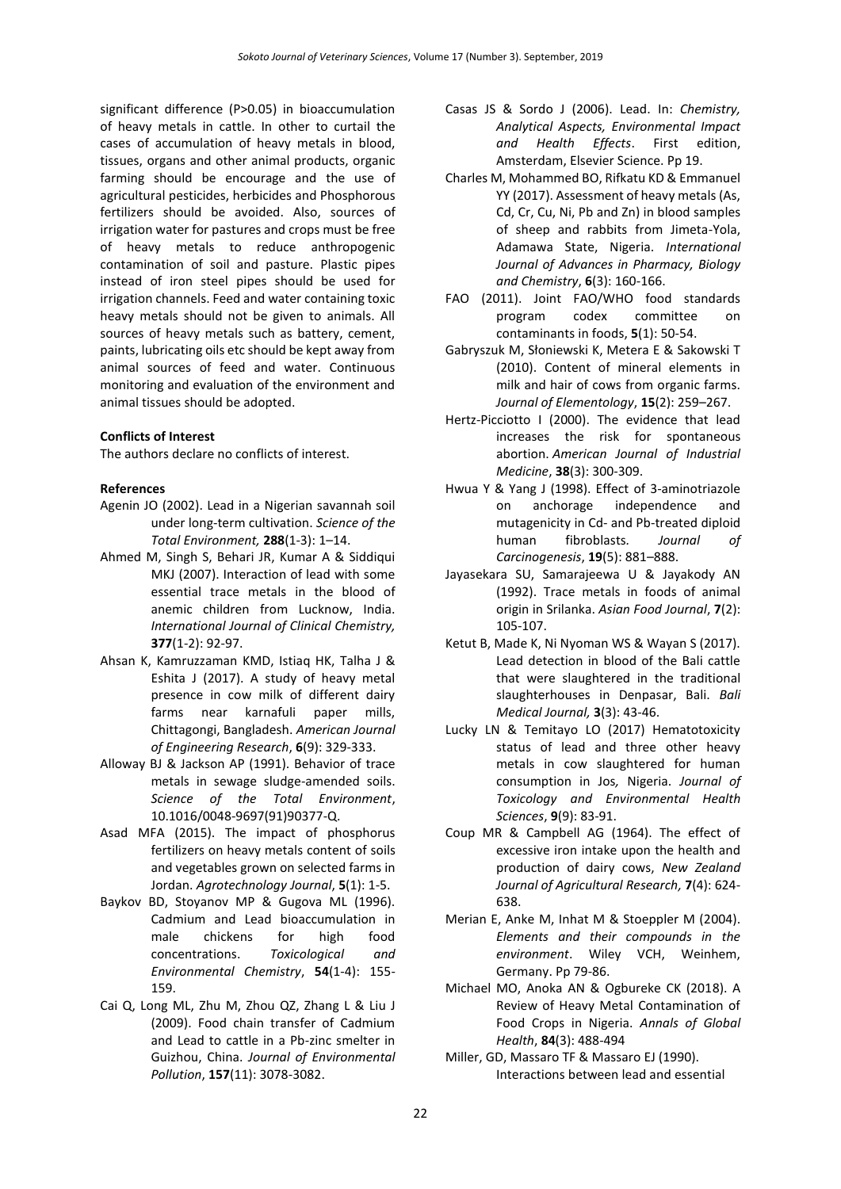significant difference (P>0.05) in bioaccumulation of heavy metals in cattle. In other to curtail the cases of accumulation of heavy metals in blood, tissues, organs and other animal products, organic farming should be encourage and the use of agricultural pesticides, herbicides and Phosphorous fertilizers should be avoided. Also, sources of irrigation water for pastures and crops must be free of heavy metals to reduce anthropogenic contamination of soil and pasture. Plastic pipes instead of iron steel pipes should be used for irrigation channels. Feed and water containing toxic heavy metals should not be given to animals. All sources of heavy metals such as battery, cement, paints, lubricating oils etc should be kept away from animal sources of feed and water. Continuous monitoring and evaluation of the environment and animal tissues should be adopted.

**Conflicts of Interest**

The authors declare no conflicts of interest.

**References**

Agenin JO (2002). Lead in a Nigerian savannah soil under long-term cultivation. *Science of the Total Environment,* **288**(1-3): 1–14.

Ahmed M, Singh S, Behari JR, Kumar A & Siddiqui MKJ (2007). Interaction of lead with some essential trace metals in the blood of anemic children from Lucknow, India. *International Journal of Clinical Chemistry,* **377**(1-2): 92-97.

Ahsan K, Kamruzzaman KMD, Istiaq HK, Talha J & Eshita J (2017). A study of heavy metal presence in cow milk of different dairy farms near karnafuli paper mills, Chittagongi, Bangladesh. *American Journal of Engineering Research*, **6**(9): 329-333.

Alloway BJ & Jackson AP (1991). Behavior of trace metals in sewage sludge-amended soils. *Science of the Total Environment*, 10.1016/0048-9697(91)90377-Q.

Asad MFA (2015). The impact of phosphorus fertilizers on heavy metals content of soils and vegetables grown on selected farms in Jordan. *Agrotechnology Journal*, **5**(1): 1-5.

Baykov BD, Stoyanov MP & Gugova ML (1996). Cadmium and Lead bioaccumulation in male chickens for high food concentrations. *Toxicological and Environmental Chemistry*, **54**(1-4): 155-159.

Cai Q, Long ML, Zhu M, Zhou QZ, Zhang L & Liu J (2009). Food chain transfer of Cadmium and Lead to cattle in a Pb-zinc smelter in Guizhou, China. *Journal of Environmental Pollution*, **157**(11): 3078-3082.

Casas JS & Sordo J (2006). Lead. In: *Chemistry, Analytical Aspects, Environmental Impact and Health Effects*. First edition, Amsterdam, Elsevier Science. Pp 19.

Charles M, Mohammed BO, Rifkatu KD & Emmanuel YY (2017). Assessment of heavy metals (As, Cd, Cr, Cu, Ni, Pb and Zn) in blood samples of sheep and rabbits from Jimeta-Yola, Adamawa State, Nigeria. *International Journal of Advances in Pharmacy, Biology and Chemistry*, **6**(3): 160-166.

FAO (2011). Joint FAO/WHO food standards program codex committee on contaminants in foods, **5**(1): 50-54.

Gabryszuk M, Słoniewski K, Metera E & Sakowski T (2010). Content of mineral elements in milk and hair of cows from organic farms. *Journal of Elementology*, **15**(2): 259–267.

Hertz-Picciotto I (2000). The evidence that lead increases the risk for spontaneous abortion. *American Journal of Industrial Medicine*, **38**(3): 300-309.

Hwua Y & Yang J (1998). Effect of 3-aminotriazole on anchorage independence and mutagenicity in Cd- and Pb-treated diploid human fibroblasts. *Journal of Carcinogenesis*, **19**(5): 881–888.

Jayasekara SU, Samarajeewa U & Jayakody AN (1992). Trace metals in foods of animal origin in Srilanka. *Asian Food Journal*, **7**(2): 105-107.

Ketut B, Made K, Ni Nyoman WS & Wayan S (2017). Lead detection in blood of the Bali cattle that were slaughtered in the traditional slaughterhouses in Denpasar, Bali. *Bali Medical Journal,* **3**(3): 43-46.

Lucky LN & Temitayo LO (2017) Hematotoxicity status of lead and three other heavy metals in cow slaughtered for human consumption in Jos*,* Nigeria. *Journal of Toxicology and Environmental Health Sciences*, **9**(9): 83-91.

Coup MR & Campbell AG (1964). The effect of excessive iron intake upon the health and production of dairy cows, *New Zealand Journal of Agricultural Research,* **7**(4): 624-638.

Merian E, Anke M, Inhat M & Stoeppler M (2004). *Elements and their compounds in the environment*. Wiley VCH, Weinhem, Germany. Pp 79-86.

Michael MO, Anoka AN & Ogbureke CK (2018). A Review of Heavy Metal Contamination of Food Crops in Nigeria. *Annals of Global Health*, **84**(3): 488-494

Miller, GD, Massaro TF & Massaro EJ (1990). Interactions between lead and essential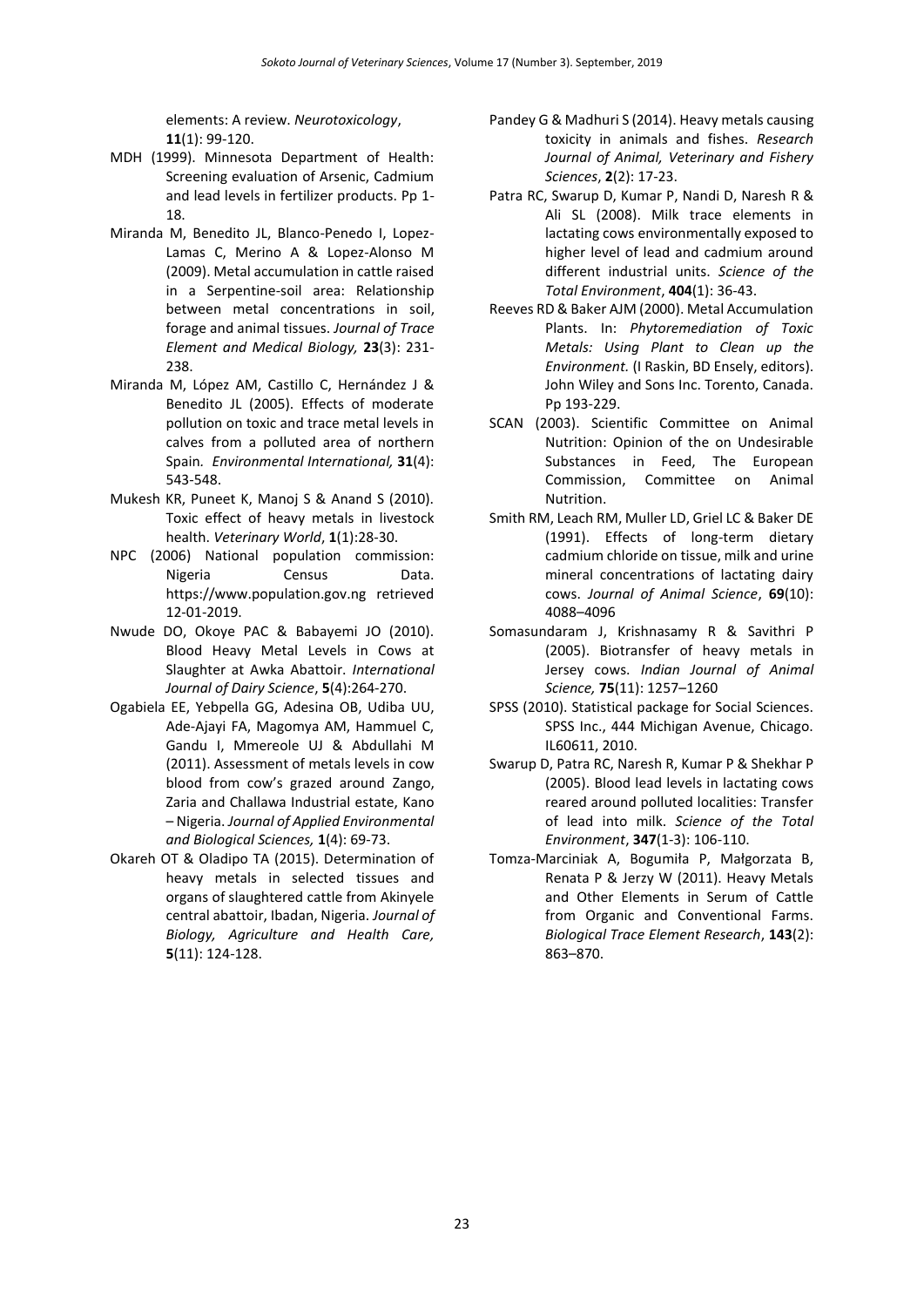elements: A review. *Neurotoxicology*, **11**(1): 99-120.

MDH (1999). Minnesota Department of Health: Screening evaluation of Arsenic, Cadmium and lead levels in fertilizer products. Pp 1-18.

Miranda M, Benedito JL, Blanco-Penedo I, Lopez-Lamas C, Merino A & Lopez-Alonso M (2009). Metal accumulation in cattle raised in a Serpentine-soil area: Relationship between metal concentrations in soil, forage and animal tissues. *Journal of Trace Element and Medical Biology,* **23**(3): 231-238.

Miranda M, López AM, Castillo C, Hernández J & Benedito JL (2005). Effects of moderate pollution on toxic and trace metal levels in calves from a polluted area of northern Spain*. Environmental International,* **31**(4): 543-548.

Mukesh KR, Puneet K, Manoj S & Anand S (2010). Toxic effect of heavy metals in livestock health. *Veterinary World*, **1**(1):28-30.

NPC (2006) National population commission: Nigeria Census Data. https://www.population.gov.ng retrieved 12-01-2019.

Nwude DO, Okoye PAC & Babayemi JO (2010). Blood Heavy Metal Levels in Cows at Slaughter at Awka Abattoir. *International Journal of Dairy Science*, **5**(4):264-270.

Ogabiela EE, Yebpella GG, Adesina OB, Udiba UU, Ade-Ajayi FA, Magomya AM, Hammuel C, Gandu I, Mmereole UJ & Abdullahi M (2011). Assessment of metals levels in cow blood from cow's grazed around Zango, Zaria and Challawa Industrial estate, Kano – Nigeria. *Journal of Applied Environmental and Biological Sciences,* **1**(4): 69-73.

Okareh OT & Oladipo TA (2015). Determination of heavy metals in selected tissues and organs of slaughtered cattle from Akinyele central abattoir, Ibadan, Nigeria. *Journal of Biology, Agriculture and Health Care,* **5**(11): 124-128.

Pandey G & Madhuri S (2014). Heavy metals causing toxicity in animals and fishes. *Research Journal of Animal, Veterinary and Fishery Sciences*, **2**(2): 17-23.

Patra RC, Swarup D, Kumar P, Nandi D, Naresh R & Ali SL (2008). Milk trace elements in lactating cows environmentally exposed to higher level of lead and cadmium around different industrial units. *Science of the Total Environment*, **404**(1): 36-43.

Reeves RD & Baker AJM (2000). Metal Accumulation Plants. In: *Phytoremediation of Toxic Metals: Using Plant to Clean up the Environment.* (I Raskin, BD Ensely, editors). John Wiley and Sons Inc. Torento, Canada. Pp 193-229.

SCAN (2003). Scientific Committee on Animal Nutrition: Opinion of the on Undesirable Substances in Feed, The European Commission, Committee on Animal Nutrition.

Smith RM, Leach RM, Muller LD, Griel LC & Baker DE (1991). Effects of long-term dietary cadmium chloride on tissue, milk and urine mineral concentrations of lactating dairy cows. *Journal of Animal Science*, **69**(10): 4088–4096

Somasundaram J, Krishnasamy R & Savithri P (2005). Biotransfer of heavy metals in Jersey cows. *Indian Journal of Animal Science,* **75**(11): 1257–1260

SPSS (2010). Statistical package for Social Sciences. SPSS Inc., 444 Michigan Avenue, Chicago. IL60611, 2010.

Swarup D, Patra RC, Naresh R, Kumar P & Shekhar P (2005). Blood lead levels in lactating cows reared around polluted localities: Transfer of lead into milk. *Science of the Total Environment*, **347**(1-3): 106-110.

Tomza-Marciniak A, Bogumiła P, Małgorzata B, Renata P & Jerzy W (2011). Heavy Metals and Other Elements in Serum of Cattle from Organic and Conventional Farms. *Biological Trace Element Research*, **143**(2): 863–870.